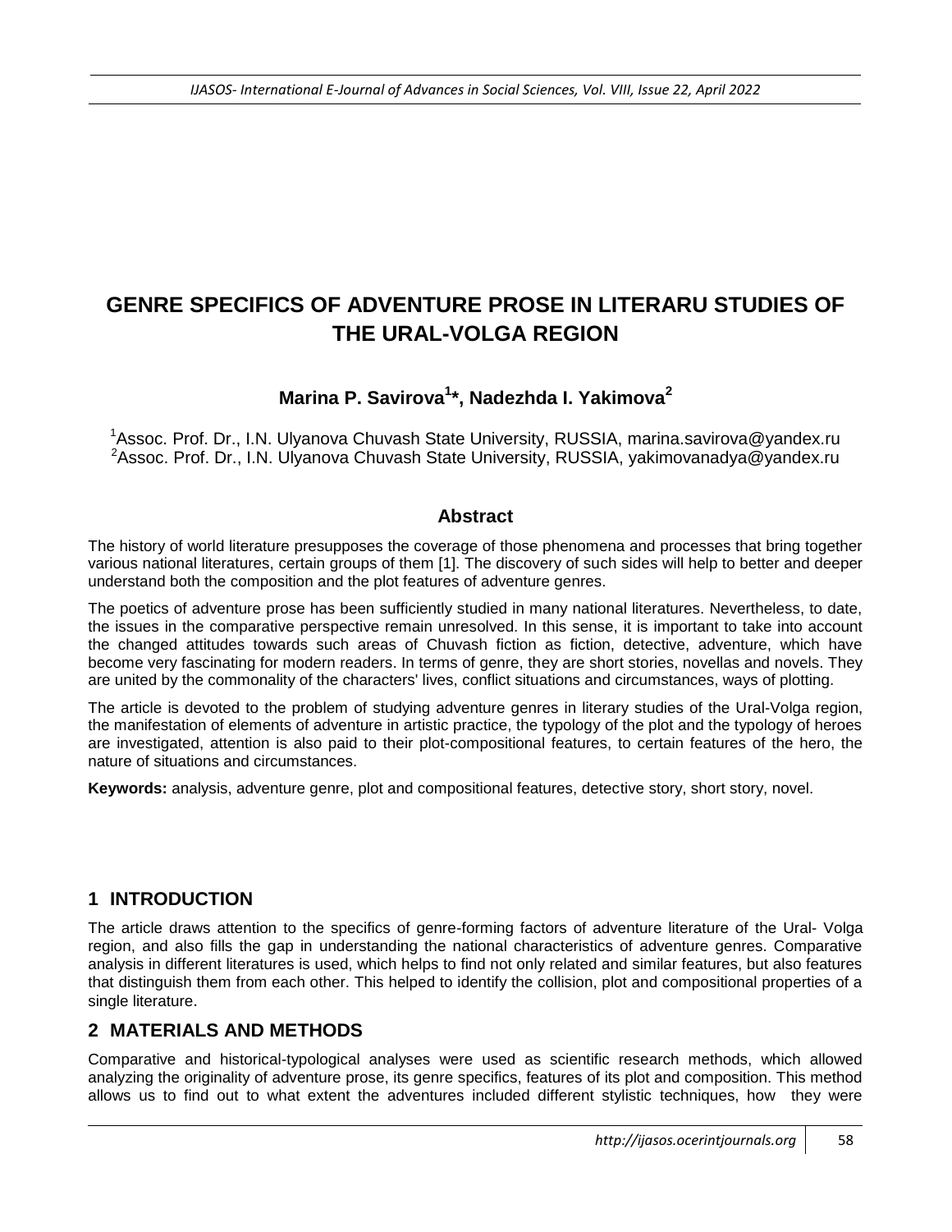# GENRE SPECIFICS OF ADVENTURE PROSE IN LITERARU STUDIES OF THE URAL-VOLGA REGION

**Marina P. Savirova[1]*, Nadezhda I. Yakimova[2]**

[1]Assoc. Prof. Dr., I.N. Ulyanova Chuvash State University, RUSSIA, marina.savirova@yandex.ru
[2]Assoc. Prof. Dr., I.N. Ulyanova Chuvash State University, RUSSIA, yakimovanadya@yandex.ru

## Abstract

The history of world literature presupposes the coverage of those phenomena and processes that bring together various national literatures, certain groups of them [1]. The discovery of such sides will help to better and deeper understand both the composition and the plot features of adventure genres.

The poetics of adventure prose has been sufficiently studied in many national literatures. Nevertheless, to date, the issues in the comparative perspective remain unresolved. In this sense, it is important to take into account the changed attitudes towards such areas of Chuvash fiction as fiction, detective, adventure, which have become very fascinating for modern readers. In terms of genre, they are short stories, novellas and novels. They are united by the commonality of the characters' lives, conflict situations and circumstances, ways of plotting.

The article is devoted to the problem of studying adventure genres in literary studies of the Ural-Volga region, the manifestation of elements of adventure in artistic practice, the typology of the plot and the typology of heroes are investigated, attention is also paid to their plot-compositional features, to certain features of the hero, the nature of situations and circumstances.

**Keywords:** analysis, adventure genre, plot and compositional features, detective story, short story, novel.

## 1 INTRODUCTION

The article draws attention to the specifics of genre-forming factors of adventure literature of the Ural- Volga region, and also fills the gap in understanding the national characteristics of adventure genres. Comparative analysis in different literatures is used, which helps to find not only related and similar features, but also features that distinguish them from each other. This helped to identify the collision, plot and compositional properties of a single literature.

## 2 MATERIALS AND METHODS

Comparative and historical-typological analyses were used as scientific research methods, which allowed analyzing the originality of adventure prose, its genre specifics, features of its plot and composition. This method allows us to find out to what extent the adventures included different stylistic techniques, how they were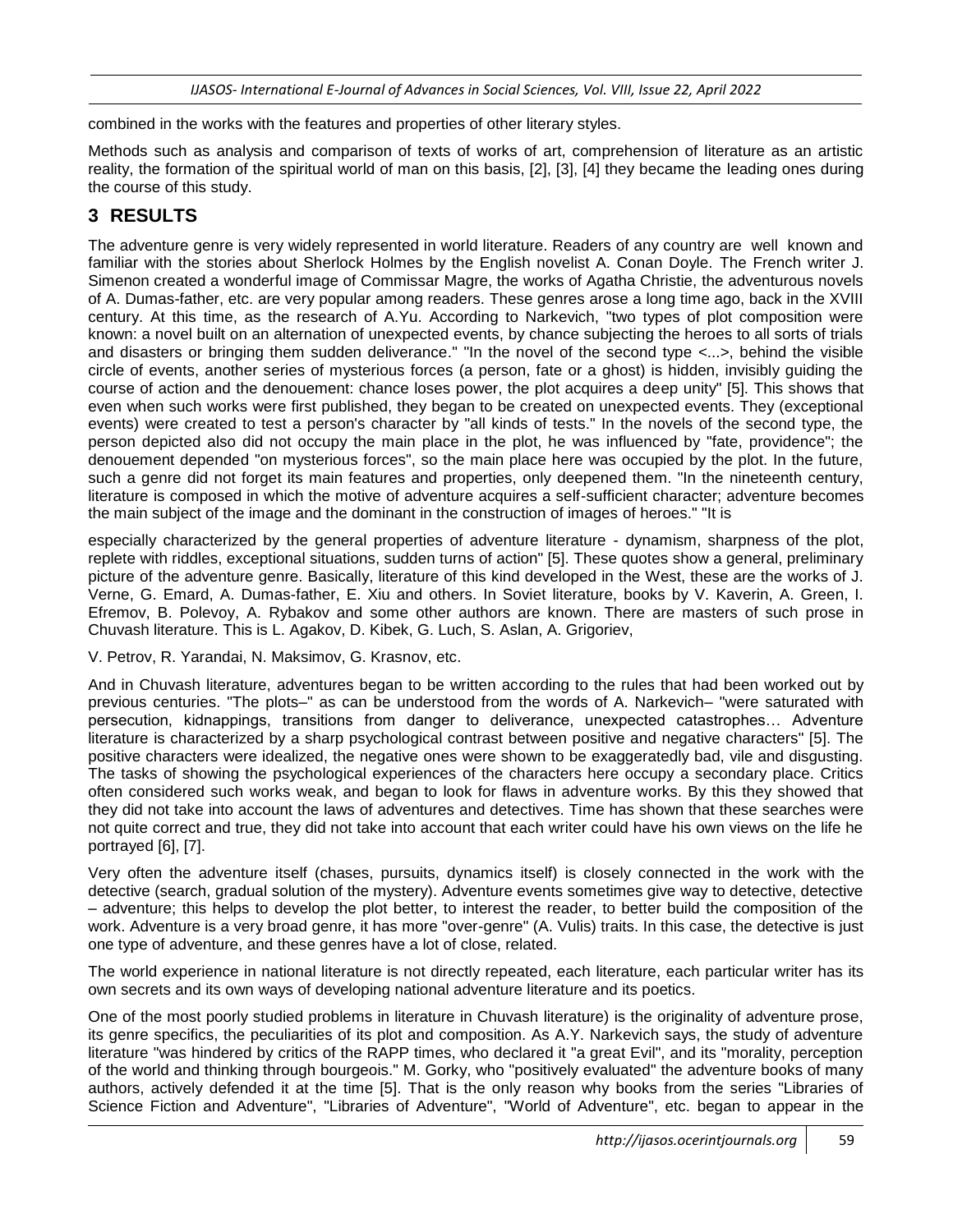combined in the works with the features and properties of other literary styles.

Methods such as analysis and comparison of texts of works of art, comprehension of literature as an artistic reality, the formation of the spiritual world of man on this basis, [2], [3], [4] they became the leading ones during the course of this study.

## 3 RESULTS

The adventure genre is very widely represented in world literature. Readers of any country are well known and familiar with the stories about Sherlock Holmes by the English novelist A. Conan Doyle. The French writer J. Simenon created a wonderful image of Commissar Magre, the works of Agatha Christie, the adventurous novels of A. Dumas-father, etc. are very popular among readers. These genres arose a long time ago, back in the XVIII century. At this time, as the research of A.Yu. According to Narkevich, "two types of plot composition were known: a novel built on an alternation of unexpected events, by chance subjecting the heroes to all sorts of trials and disasters or bringing them sudden deliverance." "In the novel of the second type <...>, behind the visible circle of events, another series of mysterious forces (a person, fate or a ghost) is hidden, invisibly guiding the course of action and the denouement: chance loses power, the plot acquires a deep unity" [5]. This shows that even when such works were first published, they began to be created on unexpected events. They (exceptional events) were created to test a person's character by "all kinds of tests." In the novels of the second type, the person depicted also did not occupy the main place in the plot, he was influenced by "fate, providence"; the denouement depended "on mysterious forces", so the main place here was occupied by the plot. In the future, such a genre did not forget its main features and properties, only deepened them. "In the nineteenth century, literature is composed in which the motive of adventure acquires a self-sufficient character; adventure becomes the main subject of the image and the dominant in the construction of images of heroes." "It is especially characterized by the general properties of adventure literature - dynamism, sharpness of the plot, replete with riddles, exceptional situations, sudden turns of action" [5]. These quotes show a general, preliminary picture of the adventure genre. Basically, literature of this kind developed in the West, these are the works of J. Verne, G. Emard, A. Dumas-father, E. Xiu and others. In Soviet literature, books by V. Kaverin, A. Green, I. Efremov, B. Polevoy, A. Rybakov and some other authors are known. There are masters of such prose in Chuvash literature. This is L. Agakov, D. Kibek, G. Luch, S. Aslan, A. Grigoriev, V. Petrov, R. Yarandai, N. Maksimov, G. Krasnov, etc.

And in Chuvash literature, adventures began to be written according to the rules that had been worked out by previous centuries. "The plots–" as can be understood from the words of A. Narkevich– "were saturated with persecution, kidnappings, transitions from danger to deliverance, unexpected catastrophes… Adventure literature is characterized by a sharp psychological contrast between positive and negative characters" [5]. The positive characters were idealized, the negative ones were shown to be exaggeratedly bad, vile and disgusting. The tasks of showing the psychological experiences of the characters here occupy a secondary place. Critics often considered such works weak, and began to look for flaws in adventure works. By this they showed that they did not take into account the laws of adventures and detectives. Time has shown that these searches were not quite correct and true, they did not take into account that each writer could have his own views on the life he portrayed [6], [7].

Very often the adventure itself (chases, pursuits, dynamics itself) is closely connected in the work with the detective (search, gradual solution of the mystery). Adventure events sometimes give way to detective, detective – adventure; this helps to develop the plot better, to interest the reader, to better build the composition of the work. Adventure is a very broad genre, it has more "over-genre" (A. Vulis) traits. In this case, the detective is just one type of adventure, and these genres have a lot of close, related.

The world experience in national literature is not directly repeated, each literature, each particular writer has its own secrets and its own ways of developing national adventure literature and its poetics.

One of the most poorly studied problems in literature in Chuvash literature) is the originality of adventure prose, its genre specifics, the peculiarities of its plot and composition. As A.Y. Narkevich says, the study of adventure literature "was hindered by critics of the RAPP times, who declared it "a great Evil", and its "morality, perception of the world and thinking through bourgeois." M. Gorky, who "positively evaluated" the adventure books of many authors, actively defended it at the time [5]. That is the only reason why books from the series "Libraries of Science Fiction and Adventure", "Libraries of Adventure", "World of Adventure", etc. began to appear in the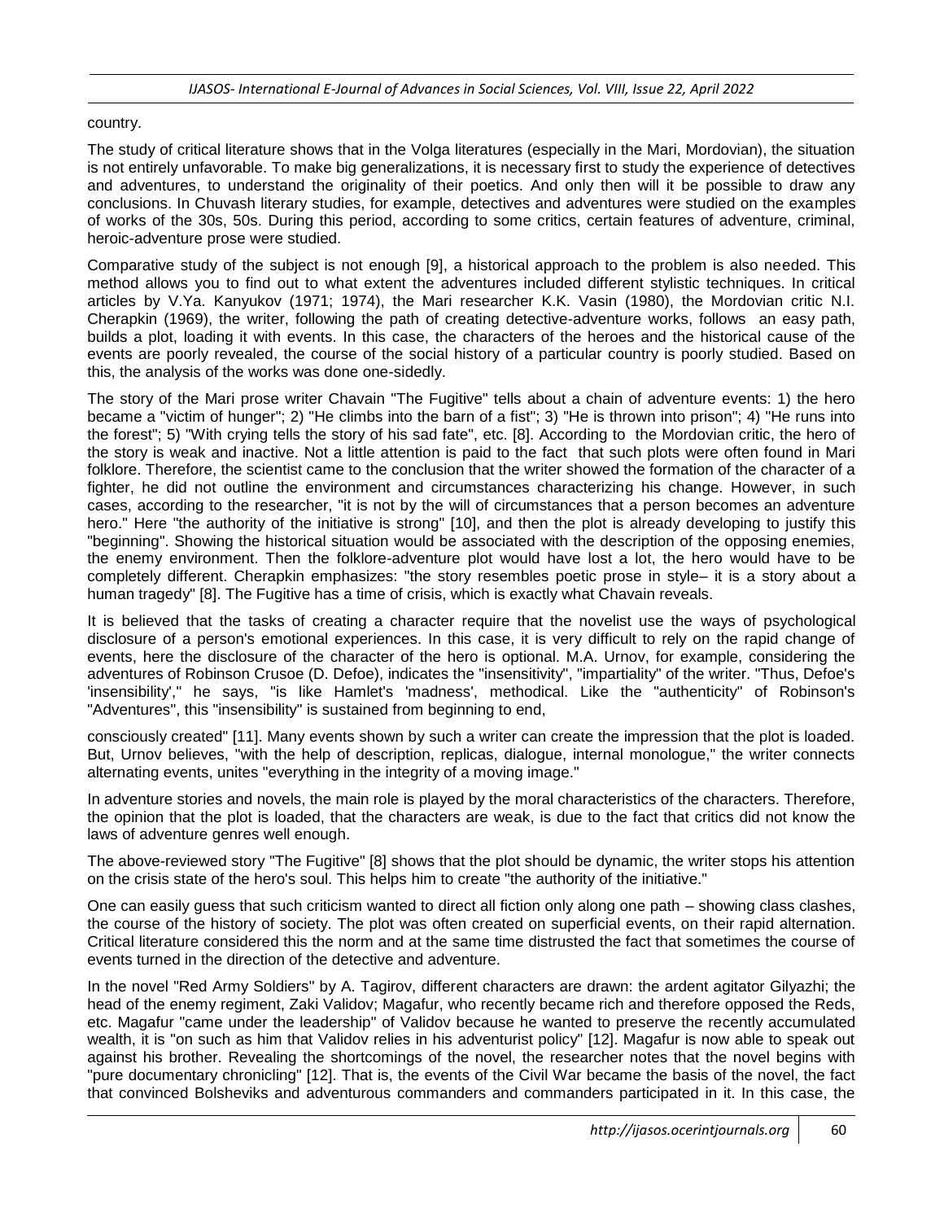country.

The study of critical literature shows that in the Volga literatures (especially in the Mari, Mordovian), the situation is not entirely unfavorable. To make big generalizations, it is necessary first to study the experience of detectives and adventures, to understand the originality of their poetics. And only then will it be possible to draw any conclusions. In Chuvash literary studies, for example, detectives and adventures were studied on the examples of works of the 30s, 50s. During this period, according to some critics, certain features of adventure, criminal, heroic-adventure prose were studied.

Comparative study of the subject is not enough [9], a historical approach to the problem is also needed. This method allows you to find out to what extent the adventures included different stylistic techniques. In critical articles by V.Ya. Kanyukov (1971; 1974), the Mari researcher K.K. Vasin (1980), the Mordovian critic N.I. Cherapkin (1969), the writer, following the path of creating detective-adventure works, follows an easy path, builds a plot, loading it with events. In this case, the characters of the heroes and the historical cause of the events are poorly revealed, the course of the social history of a particular country is poorly studied. Based on this, the analysis of the works was done one-sidedly.

The story of the Mari prose writer Chavain "The Fugitive" tells about a chain of adventure events: 1) the hero became a "victim of hunger"; 2) "He climbs into the barn of a fist"; 3) "He is thrown into prison"; 4) "He runs into the forest"; 5) "With crying tells the story of his sad fate", etc. [8]. According to the Mordovian critic, the hero of the story is weak and inactive. Not a little attention is paid to the fact that such plots were often found in Mari folklore. Therefore, the scientist came to the conclusion that the writer showed the formation of the character of a fighter, he did not outline the environment and circumstances characterizing his change. However, in such cases, according to the researcher, "it is not by the will of circumstances that a person becomes an adventure hero." Here "the authority of the initiative is strong" [10], and then the plot is already developing to justify this "beginning". Showing the historical situation would be associated with the description of the opposing enemies, the enemy environment. Then the folklore-adventure plot would have lost a lot, the hero would have to be completely different. Cherapkin emphasizes: "the story resembles poetic prose in style– it is a story about a human tragedy" [8]. The Fugitive has a time of crisis, which is exactly what Chavain reveals.

It is believed that the tasks of creating a character require that the novelist use the ways of psychological disclosure of a person's emotional experiences. In this case, it is very difficult to rely on the rapid change of events, here the disclosure of the character of the hero is optional. M.A. Urnov, for example, considering the adventures of Robinson Crusoe (D. Defoe), indicates the "insensitivity", "impartiality" of the writer. "Thus, Defoe's 'insensibility'," he says, "is like Hamlet's 'madness', methodical. Like the "authenticity" of Robinson's "Adventures", this "insensibility" is sustained from beginning to end, consciously created" [11]. Many events shown by such a writer can create the impression that the plot is loaded. But, Urnov believes, "with the help of description, replicas, dialogue, internal monologue," the writer connects alternating events, unites "everything in the integrity of a moving image."

In adventure stories and novels, the main role is played by the moral characteristics of the characters. Therefore, the opinion that the plot is loaded, that the characters are weak, is due to the fact that critics did not know the laws of adventure genres well enough.

The above-reviewed story "The Fugitive" [8] shows that the plot should be dynamic, the writer stops his attention on the crisis state of the hero's soul. This helps him to create "the authority of the initiative."

One can easily guess that such criticism wanted to direct all fiction only along one path – showing class clashes, the course of the history of society. The plot was often created on superficial events, on their rapid alternation. Critical literature considered this the norm and at the same time distrusted the fact that sometimes the course of events turned in the direction of the detective and adventure.

In the novel "Red Army Soldiers" by A. Tagirov, different characters are drawn: the ardent agitator Gilyazhi; the head of the enemy regiment, Zaki Validov; Magafur, who recently became rich and therefore opposed the Reds, etc. Magafur "came under the leadership" of Validov because he wanted to preserve the recently accumulated wealth, it is "on such as him that Validov relies in his adventurist policy" [12]. Magafur is now able to speak out against his brother. Revealing the shortcomings of the novel, the researcher notes that the novel begins with "pure documentary chronicling" [12]. That is, the events of the Civil War became the basis of the novel, the fact that convinced Bolsheviks and adventurous commanders and commanders participated in it. In this case, the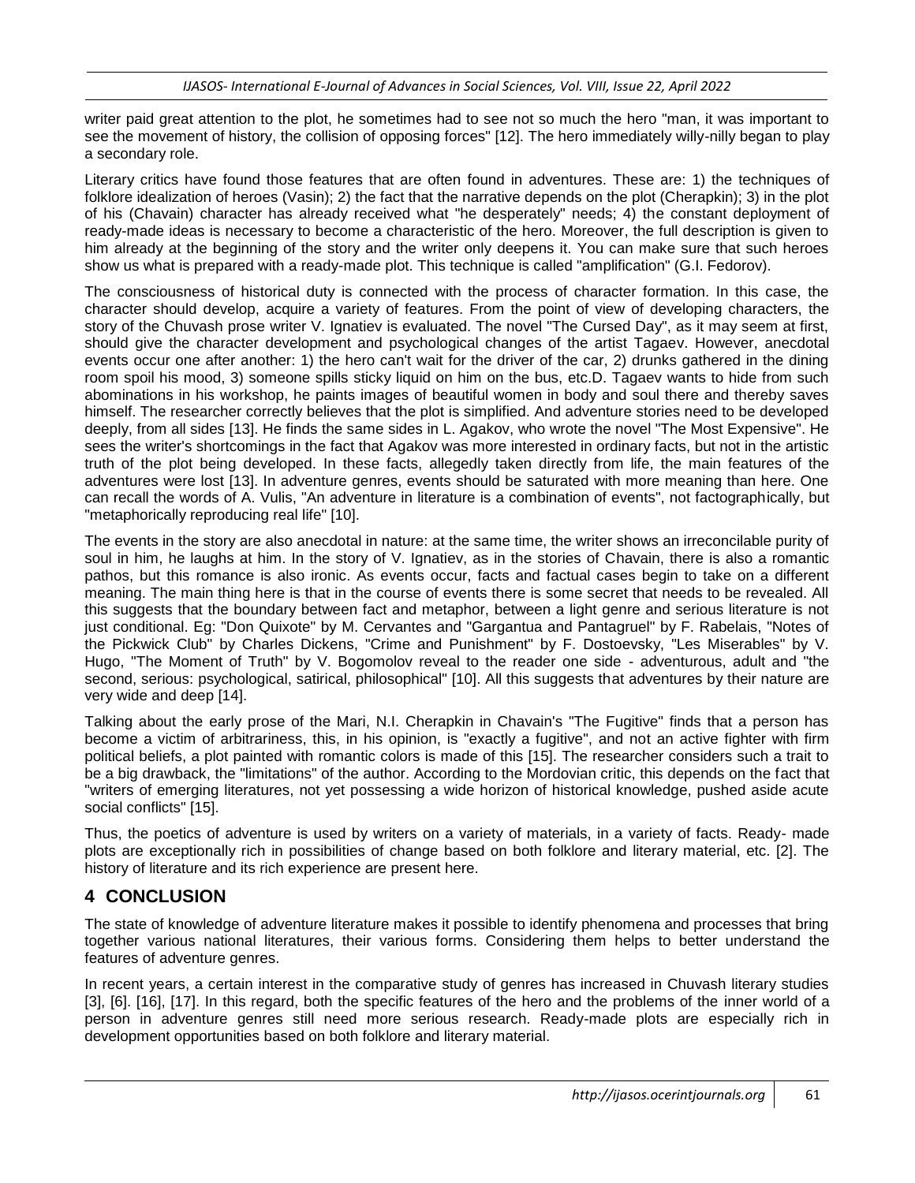writer paid great attention to the plot, he sometimes had to see not so much the hero "man, it was important to see the movement of history, the collision of opposing forces" [12]. The hero immediately willy-nilly began to play a secondary role.

Literary critics have found those features that are often found in adventures. These are: 1) the techniques of folklore idealization of heroes (Vasin); 2) the fact that the narrative depends on the plot (Cherapkin); 3) in the plot of his (Chavain) character has already received what "he desperately" needs; 4) the constant deployment of ready-made ideas is necessary to become a characteristic of the hero. Moreover, the full description is given to him already at the beginning of the story and the writer only deepens it. You can make sure that such heroes show us what is prepared with a ready-made plot. This technique is called "amplification" (G.I. Fedorov).

The consciousness of historical duty is connected with the process of character formation. In this case, the character should develop, acquire a variety of features. From the point of view of developing characters, the story of the Chuvash prose writer V. Ignatiev is evaluated. The novel "The Cursed Day", as it may seem at first, should give the character development and psychological changes of the artist Tagaev. However, anecdotal events occur one after another: 1) the hero can't wait for the driver of the car, 2) drunks gathered in the dining room spoil his mood, 3) someone spills sticky liquid on him on the bus, etc.D. Tagaev wants to hide from such abominations in his workshop, he paints images of beautiful women in body and soul there and thereby saves himself. The researcher correctly believes that the plot is simplified. And adventure stories need to be developed deeply, from all sides [13]. He finds the same sides in L. Agakov, who wrote the novel "The Most Expensive". He sees the writer's shortcomings in the fact that Agakov was more interested in ordinary facts, but not in the artistic truth of the plot being developed. In these facts, allegedly taken directly from life, the main features of the adventures were lost [13]. In adventure genres, events should be saturated with more meaning than here. One can recall the words of A. Vulis, "An adventure in literature is a combination of events", not factographically, but "metaphorically reproducing real life" [10].

The events in the story are also anecdotal in nature: at the same time, the writer shows an irreconcilable purity of soul in him, he laughs at him. In the story of V. Ignatiev, as in the stories of Chavain, there is also a romantic pathos, but this romance is also ironic. As events occur, facts and factual cases begin to take on a different meaning. The main thing here is that in the course of events there is some secret that needs to be revealed. All this suggests that the boundary between fact and metaphor, between a light genre and serious literature is not just conditional. Eg: "Don Quixote" by M. Cervantes and "Gargantua and Pantagruel" by F. Rabelais, "Notes of the Pickwick Club" by Charles Dickens, "Crime and Punishment" by F. Dostoevsky, "Les Miserables" by V. Hugo, "The Moment of Truth" by V. Bogomolov reveal to the reader one side - adventurous, adult and "the second, serious: psychological, satirical, philosophical" [10]. All this suggests that adventures by their nature are very wide and deep [14].

Talking about the early prose of the Mari, N.I. Cherapkin in Chavain's "The Fugitive" finds that a person has become a victim of arbitrariness, this, in his opinion, is "exactly a fugitive", and not an active fighter with firm political beliefs, a plot painted with romantic colors is made of this [15]. The researcher considers such a trait to be a big drawback, the "limitations" of the author. According to the Mordovian critic, this depends on the fact that "writers of emerging literatures, not yet possessing a wide horizon of historical knowledge, pushed aside acute social conflicts" [15].

Thus, the poetics of adventure is used by writers on a variety of materials, in a variety of facts. Ready- made plots are exceptionally rich in possibilities of change based on both folklore and literary material, etc. [2]. The history of literature and its rich experience are present here.

## 4 CONCLUSION

The state of knowledge of adventure literature makes it possible to identify phenomena and processes that bring together various national literatures, their various forms. Considering them helps to better understand the features of adventure genres.

In recent years, a certain interest in the comparative study of genres has increased in Chuvash literary studies [3], [6]. [16], [17]. In this regard, both the specific features of the hero and the problems of the inner world of a person in adventure genres still need more serious research. Ready-made plots are especially rich in development opportunities based on both folklore and literary material.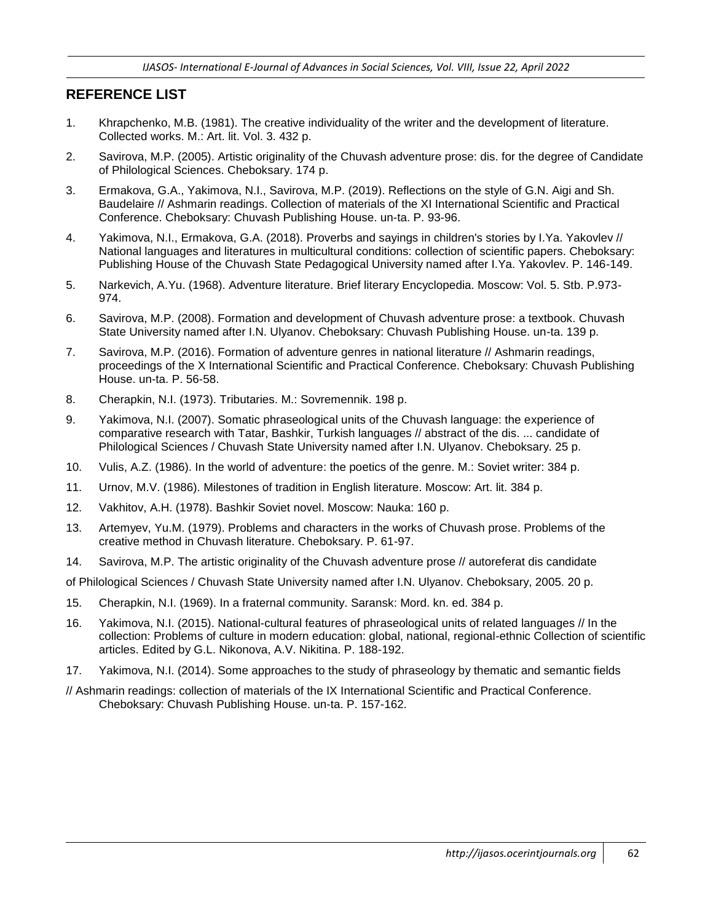## REFERENCE LIST

1. Khrapchenko, M.B. (1981). The creative individuality of the writer and the development of literature. Collected works. M.: Art. lit. Vol. 3. 432 p.
2. Savirova, M.P. (2005). Artistic originality of the Chuvash adventure prose: dis. for the degree of Candidate of Philological Sciences. Cheboksary. 174 p.
3. Ermakova, G.A., Yakimova, N.I., Savirova, M.P. (2019). Reflections on the style of G.N. Aigi and Sh. Baudelaire // Ashmarin readings. Collection of materials of the XI International Scientific and Practical Conference. Cheboksary: Chuvash Publishing House. un-ta. P. 93-96.
4. Yakimova, N.I., Ermakova, G.A. (2018). Proverbs and sayings in children's stories by I.Ya. Yakovlev // National languages and literatures in multicultural conditions: collection of scientific papers. Cheboksary: Publishing House of the Chuvash State Pedagogical University named after I.Ya. Yakovlev. P. 146-149.
5. Narkevich, A.Yu. (1968). Adventure literature. Brief literary Encyclopedia. Moscow: Vol. 5. Stb. P.973-974.
6. Savirova, M.P. (2008). Formation and development of Chuvash adventure prose: a textbook. Chuvash State University named after I.N. Ulyanov. Cheboksary: Chuvash Publishing House. un-ta. 139 p.
7. Savirova, M.P. (2016). Formation of adventure genres in national literature // Ashmarin readings, proceedings of the X International Scientific and Practical Conference. Cheboksary: Chuvash Publishing House. un-ta. P. 56-58.
8. Cherapkin, N.I. (1973). Tributaries. M.: Sovremennik. 198 p.
9. Yakimova, N.I. (2007). Somatic phraseological units of the Chuvash language: the experience of comparative research with Tatar, Bashkir, Turkish languages // abstract of the dis. ... candidate of Philological Sciences / Chuvash State University named after I.N. Ulyanov. Cheboksary. 25 p.
10. Vulis, A.Z. (1986). In the world of adventure: the poetics of the genre. M.: Soviet writer: 384 p.
11. Urnov, M.V. (1986). Milestones of tradition in English literature. Moscow: Art. lit. 384 p.
12. Vakhitov, A.H. (1978). Bashkir Soviet novel. Moscow: Nauka: 160 p.
13. Artemyev, Yu.M. (1979). Problems and characters in the works of Chuvash prose. Problems of the creative method in Chuvash literature. Cheboksary. P. 61-97.
14. Savirova, M.P. The artistic originality of the Chuvash adventure prose // autoreferat dis candidate of Philological Sciences / Chuvash State University named after I.N. Ulyanov. Cheboksary, 2005. 20 p.
15. Cherapkin, N.I. (1969). In a fraternal community. Saransk: Mord. kn. ed. 384 p.
16. Yakimova, N.I. (2015). National-cultural features of phraseological units of related languages // In the collection: Problems of culture in modern education: global, national, regional-ethnic Collection of scientific articles. Edited by G.L. Nikonova, A.V. Nikitina. P. 188-192.
17. Yakimova, N.I. (2014). Some approaches to the study of phraseology by thematic and semantic fields // Ashmarin readings: collection of materials of the IX International Scientific and Practical Conference. Cheboksary: Chuvash Publishing House. un-ta. P. 157-162.